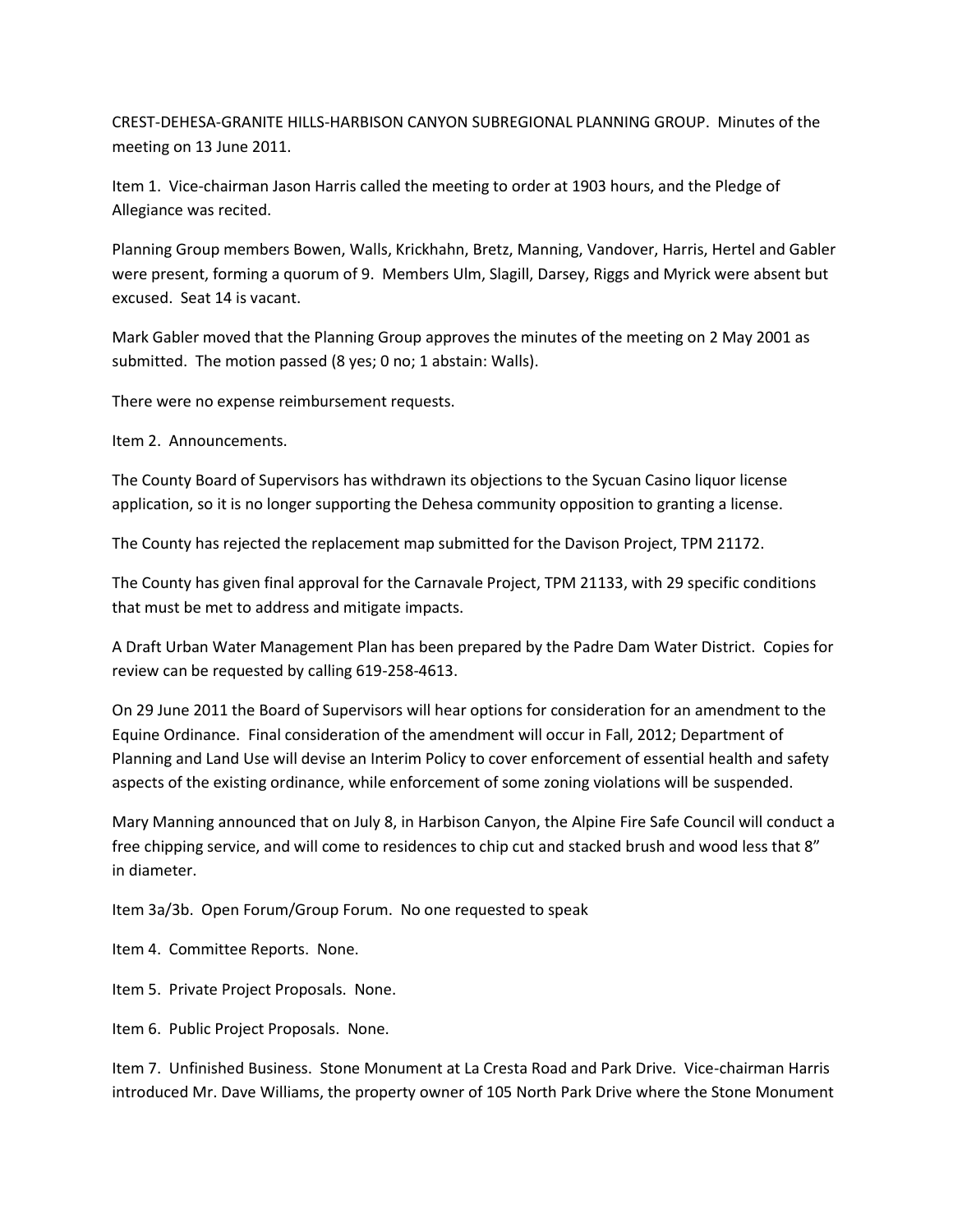CREST-DEHESA-GRANITE HILLS-HARBISON CANYON SUBREGIONAL PLANNING GROUP. Minutes of the meeting on 13 June 2011.

Item 1. Vice-chairman Jason Harris called the meeting to order at 1903 hours, and the Pledge of Allegiance was recited.

Planning Group members Bowen, Walls, Krickhahn, Bretz, Manning, Vandover, Harris, Hertel and Gabler were present, forming a quorum of 9. Members Ulm, Slagill, Darsey, Riggs and Myrick were absent but excused. Seat 14 is vacant.

Mark Gabler moved that the Planning Group approves the minutes of the meeting on 2 May 2001 as submitted. The motion passed (8 yes; 0 no; 1 abstain: Walls).

There were no expense reimbursement requests.

Item 2. Announcements.

The County Board of Supervisors has withdrawn its objections to the Sycuan Casino liquor license application, so it is no longer supporting the Dehesa community opposition to granting a license.

The County has rejected the replacement map submitted for the Davison Project, TPM 21172.

The County has given final approval for the Carnavale Project, TPM 21133, with 29 specific conditions that must be met to address and mitigate impacts.

A Draft Urban Water Management Plan has been prepared by the Padre Dam Water District. Copies for review can be requested by calling 619-258-4613.

On 29 June 2011 the Board of Supervisors will hear options for consideration for an amendment to the Equine Ordinance. Final consideration of the amendment will occur in Fall, 2012; Department of Planning and Land Use will devise an Interim Policy to cover enforcement of essential health and safety aspects of the existing ordinance, while enforcement of some zoning violations will be suspended.

Mary Manning announced that on July 8, in Harbison Canyon, the Alpine Fire Safe Council will conduct a free chipping service, and will come to residences to chip cut and stacked brush and wood less that 8" in diameter.

Item 3a/3b. Open Forum/Group Forum. No one requested to speak

Item 4. Committee Reports. None.

Item 5. Private Project Proposals. None.

Item 6. Public Project Proposals. None.

Item 7. Unfinished Business. Stone Monument at La Cresta Road and Park Drive. Vice-chairman Harris introduced Mr. Dave Williams, the property owner of 105 North Park Drive where the Stone Monument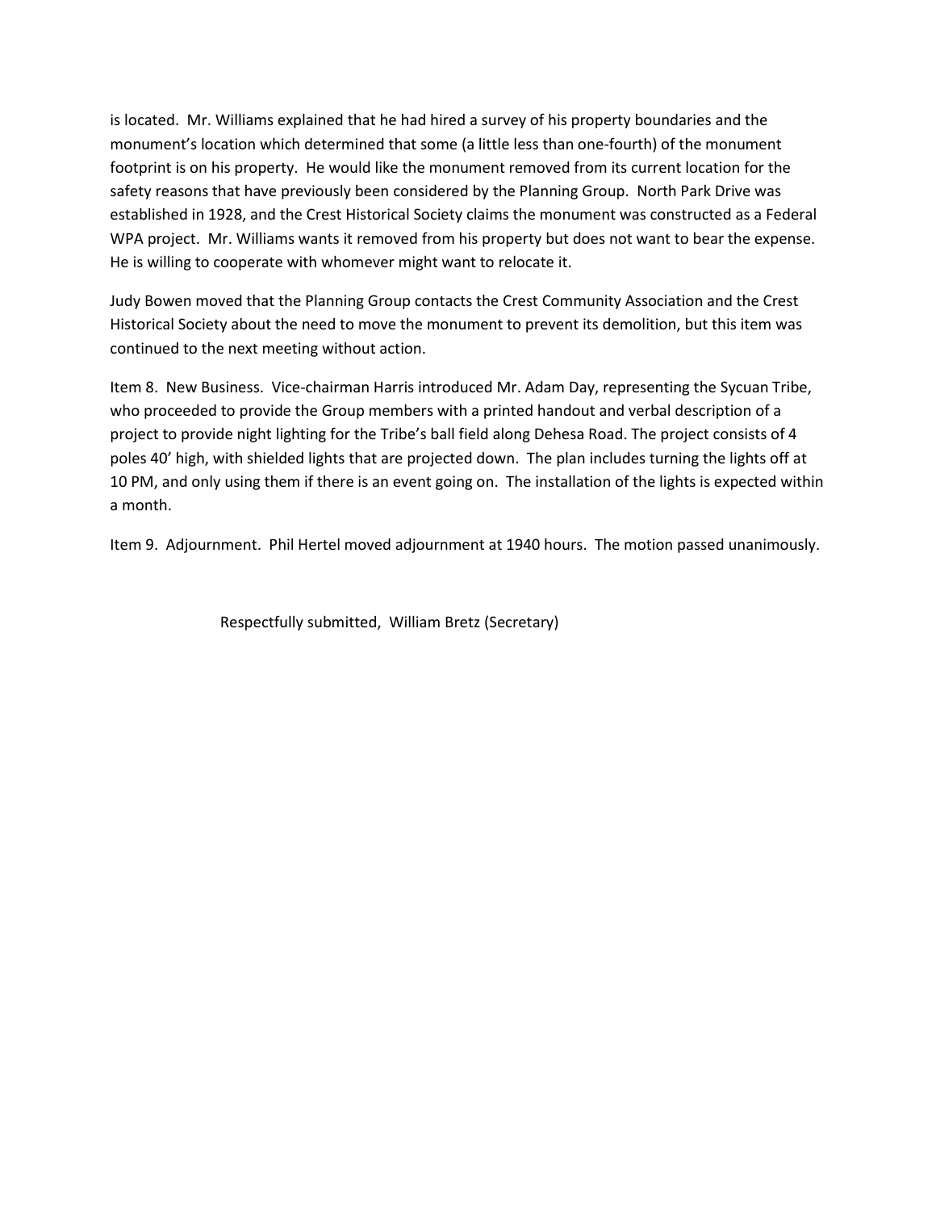is located. Mr. Williams explained that he had hired a survey of his property boundaries and the monument's location which determined that some (a little less than one-fourth) of the monument footprint is on his property. He would like the monument removed from its current location for the safety reasons that have previously been considered by the Planning Group. North Park Drive was established in 1928, and the Crest Historical Society claims the monument was constructed as a Federal WPA project. Mr. Williams wants it removed from his property but does not want to bear the expense. He is willing to cooperate with whomever might want to relocate it.

Judy Bowen moved that the Planning Group contacts the Crest Community Association and the Crest Historical Society about the need to move the monument to prevent its demolition, but this item was continued to the next meeting without action.

Item 8. New Business. Vice-chairman Harris introduced Mr. Adam Day, representing the Sycuan Tribe, who proceeded to provide the Group members with a printed handout and verbal description of a project to provide night lighting for the Tribe's ball field along Dehesa Road. The project consists of 4 poles 40' high, with shielded lights that are projected down. The plan includes turning the lights off at 10 PM, and only using them if there is an event going on. The installation of the lights is expected within a month.

Item 9. Adjournment. Phil Hertel moved adjournment at 1940 hours. The motion passed unanimously.

Respectfully submitted, William Bretz (Secretary)